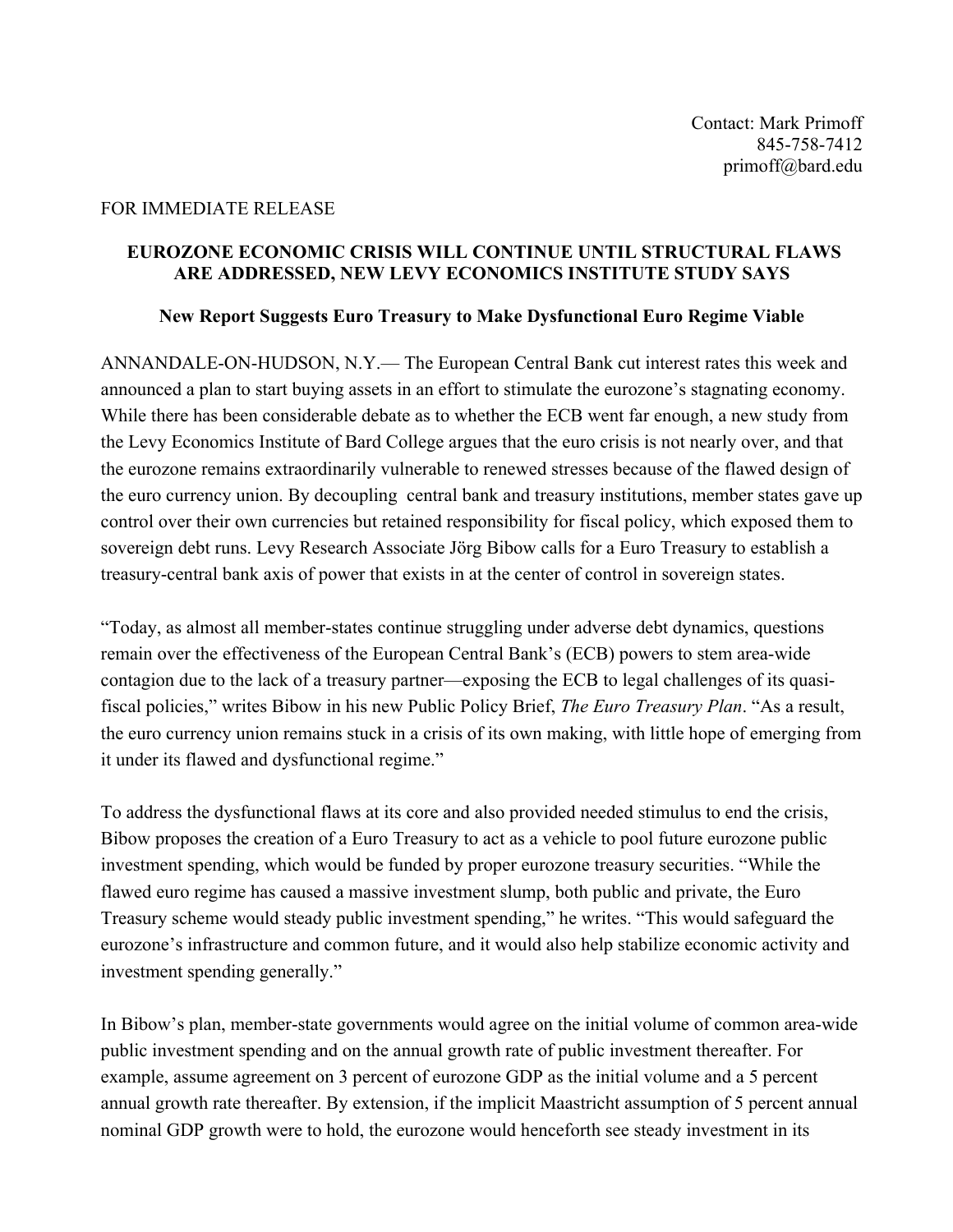Contact: Mark Primoff
845-758-7412
primoff@bard.edu

FOR IMMEDIATE RELEASE

**EUROZONE ECONOMIC CRISIS WILL CONTINUE UNTIL STRUCTURAL FLAWS ARE ADDRESSED, NEW LEVY ECONOMICS INSTITUTE STUDY SAYS**

**New Report Suggests Euro Treasury to Make Dysfunctional Euro Regime Viable**

ANNANDALE-ON-HUDSON, N.Y.— The European Central Bank cut interest rates this week and announced a plan to start buying assets in an effort to stimulate the eurozone's stagnating economy. While there has been considerable debate as to whether the ECB went far enough, a new study from the Levy Economics Institute of Bard College argues that the euro crisis is not nearly over, and that the eurozone remains extraordinarily vulnerable to renewed stresses because of the flawed design of the euro currency union. By decoupling central bank and treasury institutions, member states gave up control over their own currencies but retained responsibility for fiscal policy, which exposed them to sovereign debt runs. Levy Research Associate Jörg Bibow calls for a Euro Treasury to establish a treasury-central bank axis of power that exists in at the center of control in sovereign states.

"Today, as almost all member-states continue struggling under adverse debt dynamics, questions remain over the effectiveness of the European Central Bank's (ECB) powers to stem area-wide contagion due to the lack of a treasury partner—exposing the ECB to legal challenges of its quasi-fiscal policies," writes Bibow in his new Public Policy Brief, *The Euro Treasury Plan*. "As a result, the euro currency union remains stuck in a crisis of its own making, with little hope of emerging from it under its flawed and dysfunctional regime."

To address the dysfunctional flaws at its core and also provided needed stimulus to end the crisis, Bibow proposes the creation of a Euro Treasury to act as a vehicle to pool future eurozone public investment spending, which would be funded by proper eurozone treasury securities. "While the flawed euro regime has caused a massive investment slump, both public and private, the Euro Treasury scheme would steady public investment spending," he writes. "This would safeguard the eurozone's infrastructure and common future, and it would also help stabilize economic activity and investment spending generally."

In Bibow's plan, member-state governments would agree on the initial volume of common area-wide public investment spending and on the annual growth rate of public investment thereafter. For example, assume agreement on 3 percent of eurozone GDP as the initial volume and a 5 percent annual growth rate thereafter. By extension, if the implicit Maastricht assumption of 5 percent annual nominal GDP growth were to hold, the eurozone would henceforth see steady investment in its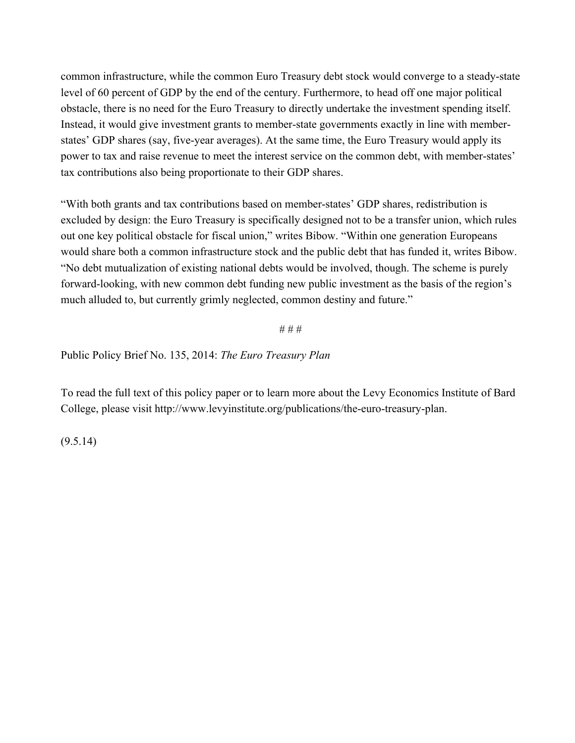common infrastructure, while the common Euro Treasury debt stock would converge to a steady-state level of 60 percent of GDP by the end of the century. Furthermore, to head off one major political obstacle, there is no need for the Euro Treasury to directly undertake the investment spending itself. Instead, it would give investment grants to member-state governments exactly in line with member-states' GDP shares (say, five-year averages). At the same time, the Euro Treasury would apply its power to tax and raise revenue to meet the interest service on the common debt, with member-states' tax contributions also being proportionate to their GDP shares.

"With both grants and tax contributions based on member-states' GDP shares, redistribution is excluded by design: the Euro Treasury is specifically designed not to be a transfer union, which rules out one key political obstacle for fiscal union," writes Bibow. "Within one generation Europeans would share both a common infrastructure stock and the public debt that has funded it, writes Bibow. "No debt mutualization of existing national debts would be involved, though. The scheme is purely forward-looking, with new common debt funding new public investment as the basis of the region's much alluded to, but currently grimly neglected, common destiny and future."

# # #

Public Policy Brief No. 135, 2014: *The Euro Treasury Plan*

To read the full text of this policy paper or to learn more about the Levy Economics Institute of Bard College, please visit http://www.levyinstitute.org/publications/the-euro-treasury-plan.

(9.5.14)